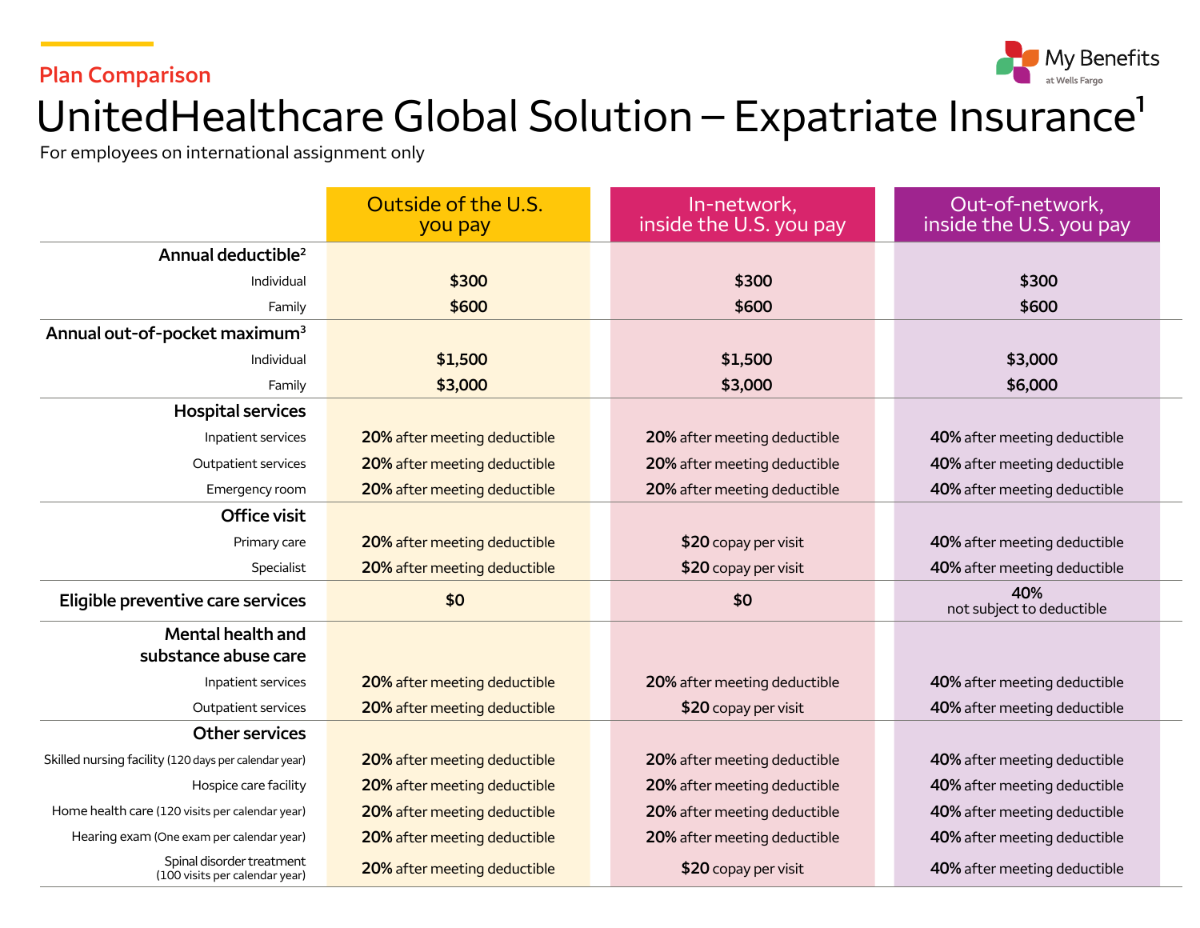Plan Comparison

# UnitedHealthcare Global Solution – Expatriate Insurance[1]

For employees on international assignment only

| | Outside of the U.S. you pay | In-network, inside the U.S. you pay | Out-of-network, inside the U.S. you pay |
|---|---|---|---|
| **Annual deductible[2]** | | | |
| Individual | **$300** | **$300** | **$300** |
| Family | **$600** | **$600** | **$600** |
| **Annual out-of-pocket maximum[3]** | | | |
| Individual | **$1,500** | **$1,500** | **$3,000** |
| Family | **$3,000** | **$3,000** | **$6,000** |
| **Hospital services** | | | |
| Inpatient services | **20%** after meeting deductible | **20%** after meeting deductible | **40%** after meeting deductible |
| Outpatient services | **20%** after meeting deductible | **20%** after meeting deductible | **40%** after meeting deductible |
| Emergency room | **20%** after meeting deductible | **20%** after meeting deductible | **40%** after meeting deductible |
| **Office visit** | | | |
| Primary care | **20%** after meeting deductible | **$20** copay per visit | **40%** after meeting deductible |
| Specialist | **20%** after meeting deductible | **$20** copay per visit | **40%** after meeting deductible |
| **Eligible preventive care services** | **$0** | **$0** | **40%** not subject to deductible |
| **Mental health and substance abuse care** | | | |
| Inpatient services | **20%** after meeting deductible | **20%** after meeting deductible | **40%** after meeting deductible |
| Outpatient services | **20%** after meeting deductible | **$20** copay per visit | **40%** after meeting deductible |
| **Other services** | | | |
| Skilled nursing facility (120 days per calendar year) | **20%** after meeting deductible | **20%** after meeting deductible | **40%** after meeting deductible |
| Hospice care facility | **20%** after meeting deductible | **20%** after meeting deductible | **40%** after meeting deductible |
| Home health care (120 visits per calendar year) | **20%** after meeting deductible | **20%** after meeting deductible | **40%** after meeting deductible |
| Hearing exam (One exam per calendar year) | **20%** after meeting deductible | **20%** after meeting deductible | **40%** after meeting deductible |
| Spinal disorder treatment (100 visits per calendar year) | **20%** after meeting deductible | **$20** copay per visit | **40%** after meeting deductible |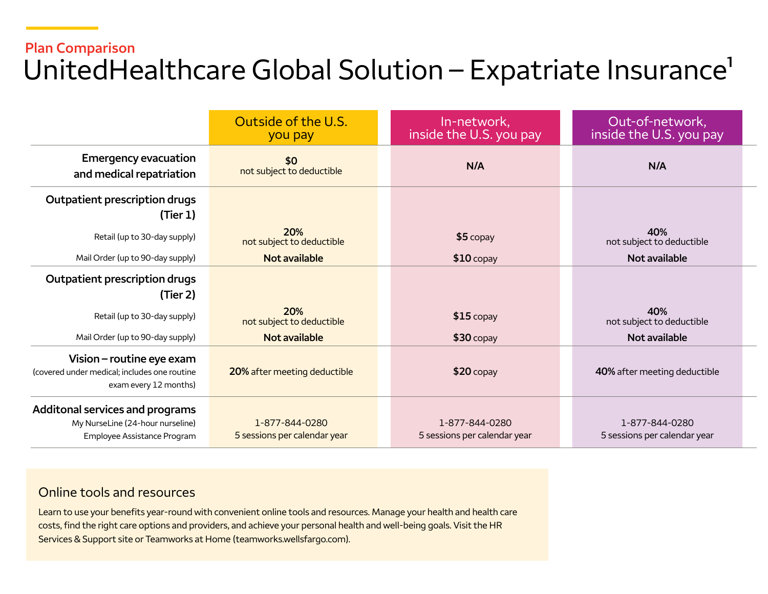Plan Comparison

# UnitedHealthcare Global Solution – Expatriate Insurance[1]

| | Outside of the U.S. you pay | In-network, inside the U.S. you pay | Out-of-network, inside the U.S. you pay |
|---|---|---|---|
| **Emergency evacuation and medical repatriation** | **$0** not subject to deductible | **N/A** | **N/A** |
| **Outpatient prescription drugs (Tier 1)** | | | |
| Retail (up to 30-day supply) | **20%** not subject to deductible | **$5** copay | **40%** not subject to deductible |
| Mail Order (up to 90-day supply) | **Not available** | **$10** copay | **Not available** |
| **Outpatient prescription drugs (Tier 2)** | | | |
| Retail (up to 30-day supply) | **20%** not subject to deductible | **$15** copay | **40%** not subject to deductible |
| Mail Order (up to 90-day supply) | **Not available** | **$30** copay | **Not available** |
| **Vision – routine eye exam** (covered under medical; includes one routine exam every 12 months) | **20%** after meeting deductible | **$20** copay | **40%** after meeting deductible |
| **Additonal services and programs** | | | |
| My NurseLine (24-hour nurseline) | 1-877-844-0280 | 1-877-844-0280 | 1-877-844-0280 |
| Employee Assistance Program | 5 sessions per calendar year | 5 sessions per calendar year | 5 sessions per calendar year |

## Online tools and resources

Learn to use your benefits year-round with convenient online tools and resources. Manage your health and health care costs, find the right care options and providers, and achieve your personal health and well-being goals. Visit the HR Services & Support site or Teamworks at Home (teamworks.wellsfargo.com).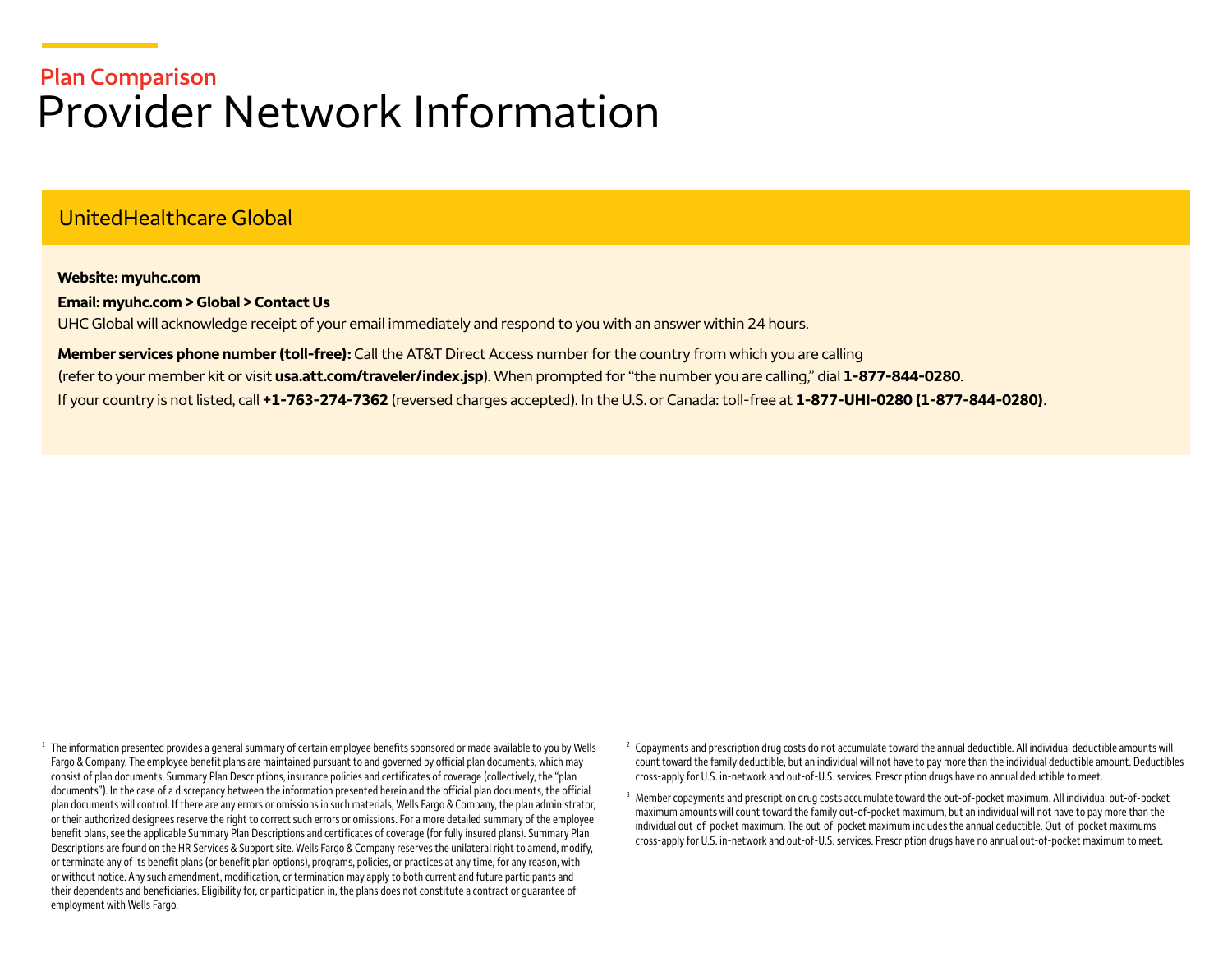## Plan Comparison

# Provider Network Information

### UnitedHealthcare Global

**Website: myuhc.com**

**Email: myuhc.com > Global > Contact Us**

UHC Global will acknowledge receipt of your email immediately and respond to you with an answer within 24 hours.

**Member services phone number (toll-free):** Call the AT&T Direct Access number for the country from which you are calling (refer to your member kit or visit **usa.att.com/traveler/index.jsp**). When prompted for "the number you are calling," dial **1-877-844-0280**. If your country is not listed, call **+1-763-274-7362** (reversed charges accepted). In the U.S. or Canada: toll-free at **1-877-UHI-0280 (1-877-844-0280)**.

[1] The information presented provides a general summary of certain employee benefits sponsored or made available to you by Wells Fargo & Company. The employee benefit plans are maintained pursuant to and governed by official plan documents, which may consist of plan documents, Summary Plan Descriptions, insurance policies and certificates of coverage (collectively, the "plan documents"). In the case of a discrepancy between the information presented herein and the official plan documents, the official plan documents will control. If there are any errors or omissions in such materials, Wells Fargo & Company, the plan administrator, or their authorized designees reserve the right to correct such errors or omissions. For a more detailed summary of the employee benefit plans, see the applicable Summary Plan Descriptions and certificates of coverage (for fully insured plans). Summary Plan Descriptions are found on the HR Services & Support site. Wells Fargo & Company reserves the unilateral right to amend, modify, or terminate any of its benefit plans (or benefit plan options), programs, policies, or practices at any time, for any reason, with or without notice. Any such amendment, modification, or termination may apply to both current and future participants and their dependents and beneficiaries. Eligibility for, or participation in, the plans does not constitute a contract or guarantee of employment with Wells Fargo.

[2] Copayments and prescription drug costs do not accumulate toward the annual deductible. All individual deductible amounts will count toward the family deductible, but an individual will not have to pay more than the individual deductible amount. Deductibles cross-apply for U.S. in-network and out-of-U.S. services. Prescription drugs have no annual deductible to meet.

[3] Member copayments and prescription drug costs accumulate toward the out-of-pocket maximum. All individual out-of-pocket maximum amounts will count toward the family out-of-pocket maximum, but an individual will not have to pay more than the individual out-of-pocket maximum. The out-of-pocket maximum includes the annual deductible. Out-of-pocket maximums cross-apply for U.S. in-network and out-of-U.S. services. Prescription drugs have no annual out-of-pocket maximum to meet.